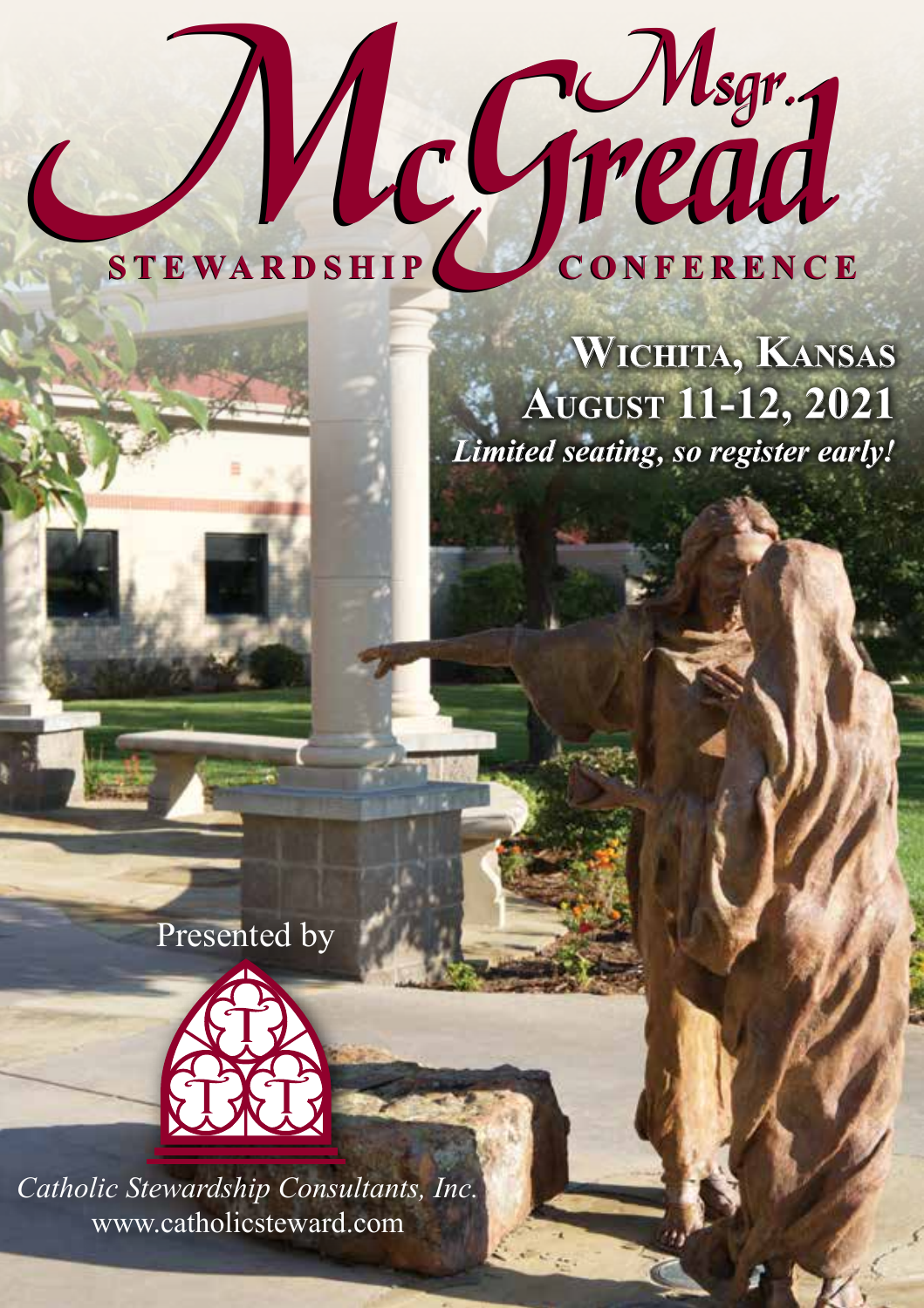# Msgr. McGread

## STEWARDSHIP CONFERENCE

**Wichita, Kansas**
**August 11-12, 2021**
***Limited seating, so register early!***

Presented by

*Catholic Stewardship Consultants, Inc.*
www.catholicsteward.com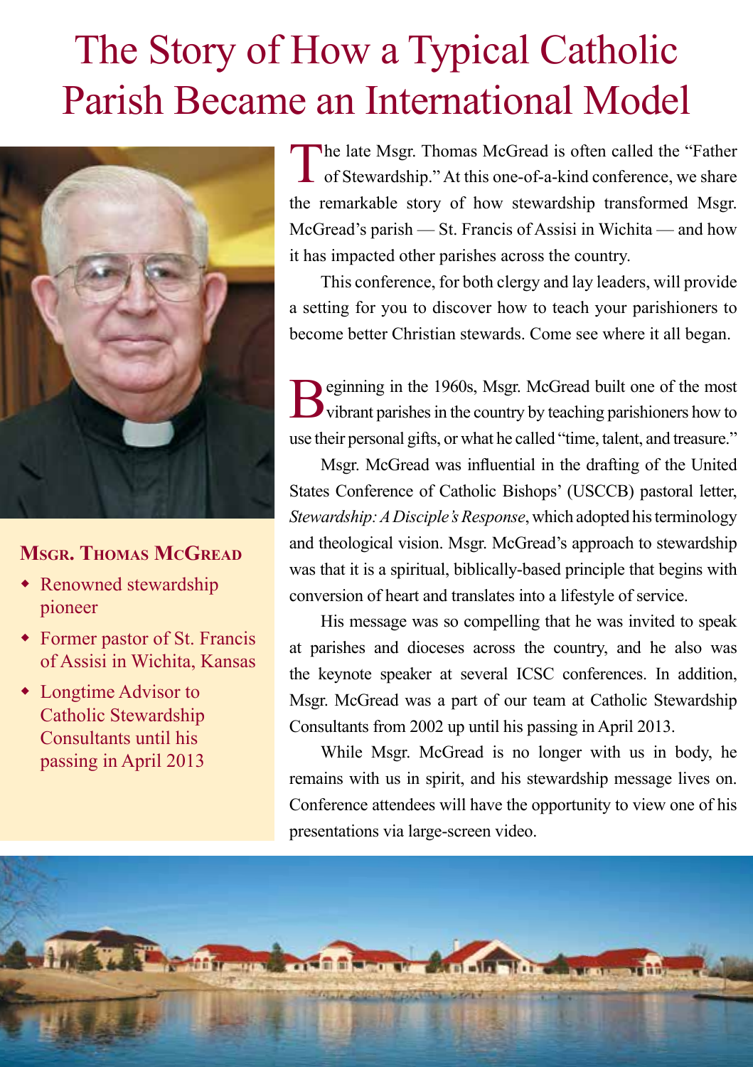# The Story of How a Typical Catholic Parish Became an International Model

**Msgr. Thomas McGread**

- Renowned stewardship pioneer
- Former pastor of St. Francis of Assisi in Wichita, Kansas
- Longtime Advisor to Catholic Stewardship Consultants until his passing in April 2013

The late Msgr. Thomas McGread is often called the "Father of Stewardship." At this one-of-a-kind conference, we share the remarkable story of how stewardship transformed Msgr. McGread's parish — St. Francis of Assisi in Wichita — and how it has impacted other parishes across the country.

This conference, for both clergy and lay leaders, will provide a setting for you to discover how to teach your parishioners to become better Christian stewards. Come see where it all began.

Beginning in the 1960s, Msgr. McGread built one of the most vibrant parishes in the country by teaching parishioners how to use their personal gifts, or what he called "time, talent, and treasure."

Msgr. McGread was influential in the drafting of the United States Conference of Catholic Bishops' (USCCB) pastoral letter, *Stewardship: A Disciple's Response*, which adopted his terminology and theological vision. Msgr. McGread's approach to stewardship was that it is a spiritual, biblically-based principle that begins with conversion of heart and translates into a lifestyle of service.

His message was so compelling that he was invited to speak at parishes and dioceses across the country, and he also was the keynote speaker at several ICSC conferences. In addition, Msgr. McGread was a part of our team at Catholic Stewardship Consultants from 2002 up until his passing in April 2013.

While Msgr. McGread is no longer with us in body, he remains with us in spirit, and his stewardship message lives on. Conference attendees will have the opportunity to view one of his presentations via large-screen video.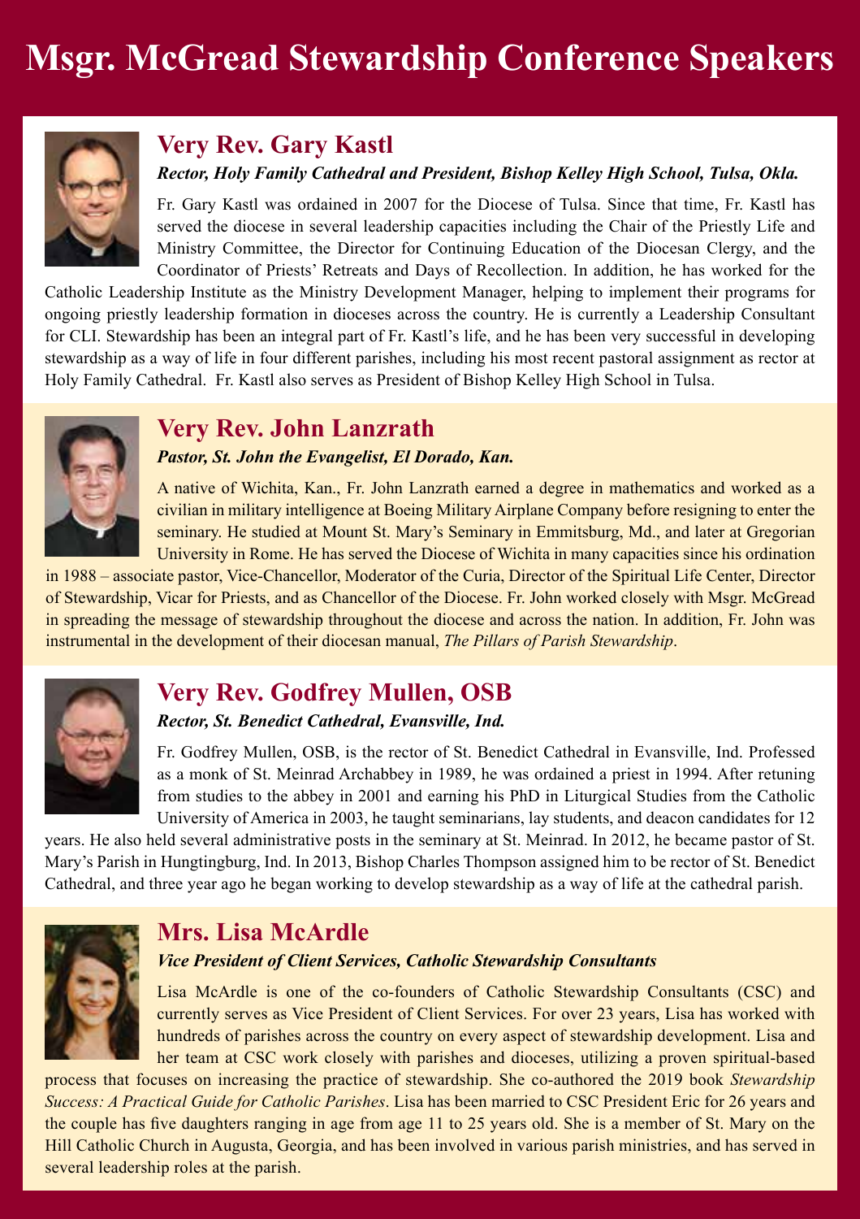# Msgr. McGread Stewardship Conference Speakers

## Very Rev. Gary Kastl

***Rector, Holy Family Cathedral and President, Bishop Kelley High School, Tulsa, Okla.***

Fr. Gary Kastl was ordained in 2007 for the Diocese of Tulsa. Since that time, Fr. Kastl has served the diocese in several leadership capacities including the Chair of the Priestly Life and Ministry Committee, the Director for Continuing Education of the Diocesan Clergy, and the Coordinator of Priests' Retreats and Days of Recollection. In addition, he has worked for the Catholic Leadership Institute as the Ministry Development Manager, helping to implement their programs for ongoing priestly leadership formation in dioceses across the country. He is currently a Leadership Consultant for CLI. Stewardship has been an integral part of Fr. Kastl's life, and he has been very successful in developing stewardship as a way of life in four different parishes, including his most recent pastoral assignment as rector at Holy Family Cathedral. Fr. Kastl also serves as President of Bishop Kelley High School in Tulsa.

## Very Rev. John Lanzrath

***Pastor, St. John the Evangelist, El Dorado, Kan.***

A native of Wichita, Kan., Fr. John Lanzrath earned a degree in mathematics and worked as a civilian in military intelligence at Boeing Military Airplane Company before resigning to enter the seminary. He studied at Mount St. Mary's Seminary in Emmitsburg, Md., and later at Gregorian University in Rome. He has served the Diocese of Wichita in many capacities since his ordination in 1988 – associate pastor, Vice-Chancellor, Moderator of the Curia, Director of the Spiritual Life Center, Director of Stewardship, Vicar for Priests, and as Chancellor of the Diocese. Fr. John worked closely with Msgr. McGread in spreading the message of stewardship throughout the diocese and across the nation. In addition, Fr. John was instrumental in the development of their diocesan manual, *The Pillars of Parish Stewardship*.

## Very Rev. Godfrey Mullen, OSB

***Rector, St. Benedict Cathedral, Evansville, Ind.***

Fr. Godfrey Mullen, OSB, is the rector of St. Benedict Cathedral in Evansville, Ind. Professed as a monk of St. Meinrad Archabbey in 1989, he was ordained a priest in 1994. After retuning from studies to the abbey in 2001 and earning his PhD in Liturgical Studies from the Catholic University of America in 2003, he taught seminarians, lay students, and deacon candidates for 12 years. He also held several administrative posts in the seminary at St. Meinrad. In 2012, he became pastor of St. Mary's Parish in Hungtingburg, Ind. In 2013, Bishop Charles Thompson assigned him to be rector of St. Benedict Cathedral, and three year ago he began working to develop stewardship as a way of life at the cathedral parish.

## Mrs. Lisa McArdle

***Vice President of Client Services, Catholic Stewardship Consultants***

Lisa McArdle is one of the co-founders of Catholic Stewardship Consultants (CSC) and currently serves as Vice President of Client Services. For over 23 years, Lisa has worked with hundreds of parishes across the country on every aspect of stewardship development. Lisa and her team at CSC work closely with parishes and dioceses, utilizing a proven spiritual-based process that focuses on increasing the practice of stewardship. She co-authored the 2019 book *Stewardship Success: A Practical Guide for Catholic Parishes*. Lisa has been married to CSC President Eric for 26 years and the couple has five daughters ranging in age from age 11 to 25 years old. She is a member of St. Mary on the Hill Catholic Church in Augusta, Georgia, and has been involved in various parish ministries, and has served in several leadership roles at the parish.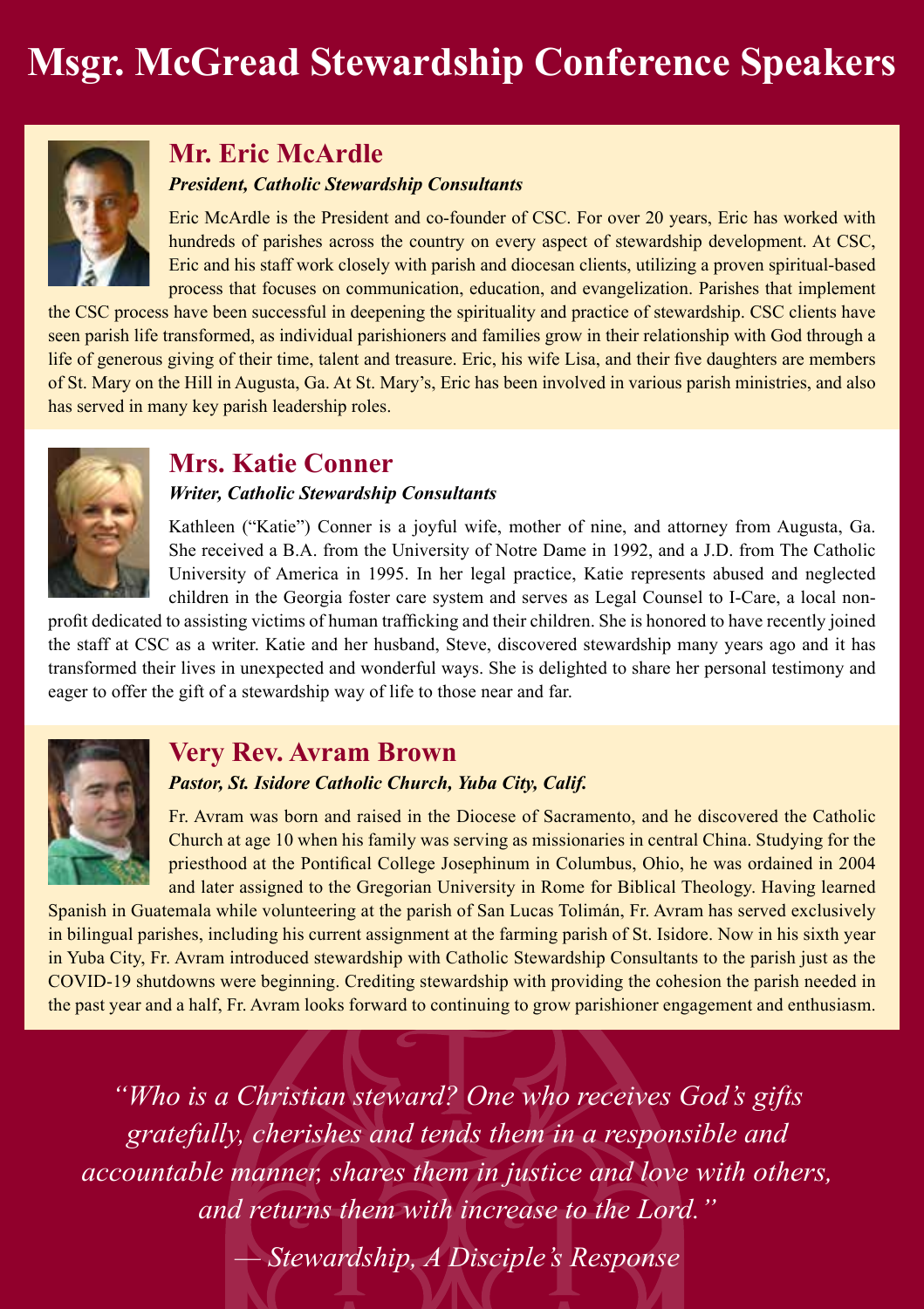# Msgr. McGread Stewardship Conference Speakers

## Mr. Eric McArdle

***President, Catholic Stewardship Consultants***

Eric McArdle is the President and co-founder of CSC. For over 20 years, Eric has worked with hundreds of parishes across the country on every aspect of stewardship development. At CSC, Eric and his staff work closely with parish and diocesan clients, utilizing a proven spiritual-based process that focuses on communication, education, and evangelization. Parishes that implement the CSC process have been successful in deepening the spirituality and practice of stewardship. CSC clients have seen parish life transformed, as individual parishioners and families grow in their relationship with God through a life of generous giving of their time, talent and treasure. Eric, his wife Lisa, and their five daughters are members of St. Mary on the Hill in Augusta, Ga. At St. Mary's, Eric has been involved in various parish ministries, and also has served in many key parish leadership roles.

## Mrs. Katie Conner

***Writer, Catholic Stewardship Consultants***

Kathleen ("Katie") Conner is a joyful wife, mother of nine, and attorney from Augusta, Ga. She received a B.A. from the University of Notre Dame in 1992, and a J.D. from The Catholic University of America in 1995. In her legal practice, Katie represents abused and neglected children in the Georgia foster care system and serves as Legal Counsel to I-Care, a local non-profit dedicated to assisting victims of human trafficking and their children. She is honored to have recently joined the staff at CSC as a writer. Katie and her husband, Steve, discovered stewardship many years ago and it has transformed their lives in unexpected and wonderful ways. She is delighted to share her personal testimony and eager to offer the gift of a stewardship way of life to those near and far.

## Very Rev. Avram Brown

***Pastor, St. Isidore Catholic Church, Yuba City, Calif.***

Fr. Avram was born and raised in the Diocese of Sacramento, and he discovered the Catholic Church at age 10 when his family was serving as missionaries in central China. Studying for the priesthood at the Pontifical College Josephinum in Columbus, Ohio, he was ordained in 2004 and later assigned to the Gregorian University in Rome for Biblical Theology. Having learned Spanish in Guatemala while volunteering at the parish of San Lucas Tolimán, Fr. Avram has served exclusively in bilingual parishes, including his current assignment at the farming parish of St. Isidore. Now in his sixth year in Yuba City, Fr. Avram introduced stewardship with Catholic Stewardship Consultants to the parish just as the COVID-19 shutdowns were beginning. Crediting stewardship with providing the cohesion the parish needed in the past year and a half, Fr. Avram looks forward to continuing to grow parishioner engagement and enthusiasm.

*"Who is a Christian steward? One who receives God's gifts gratefully, cherishes and tends them in a responsible and accountable manner, shares them in justice and love with others, and returns them with increase to the Lord."*

*— Stewardship, A Disciple's Response*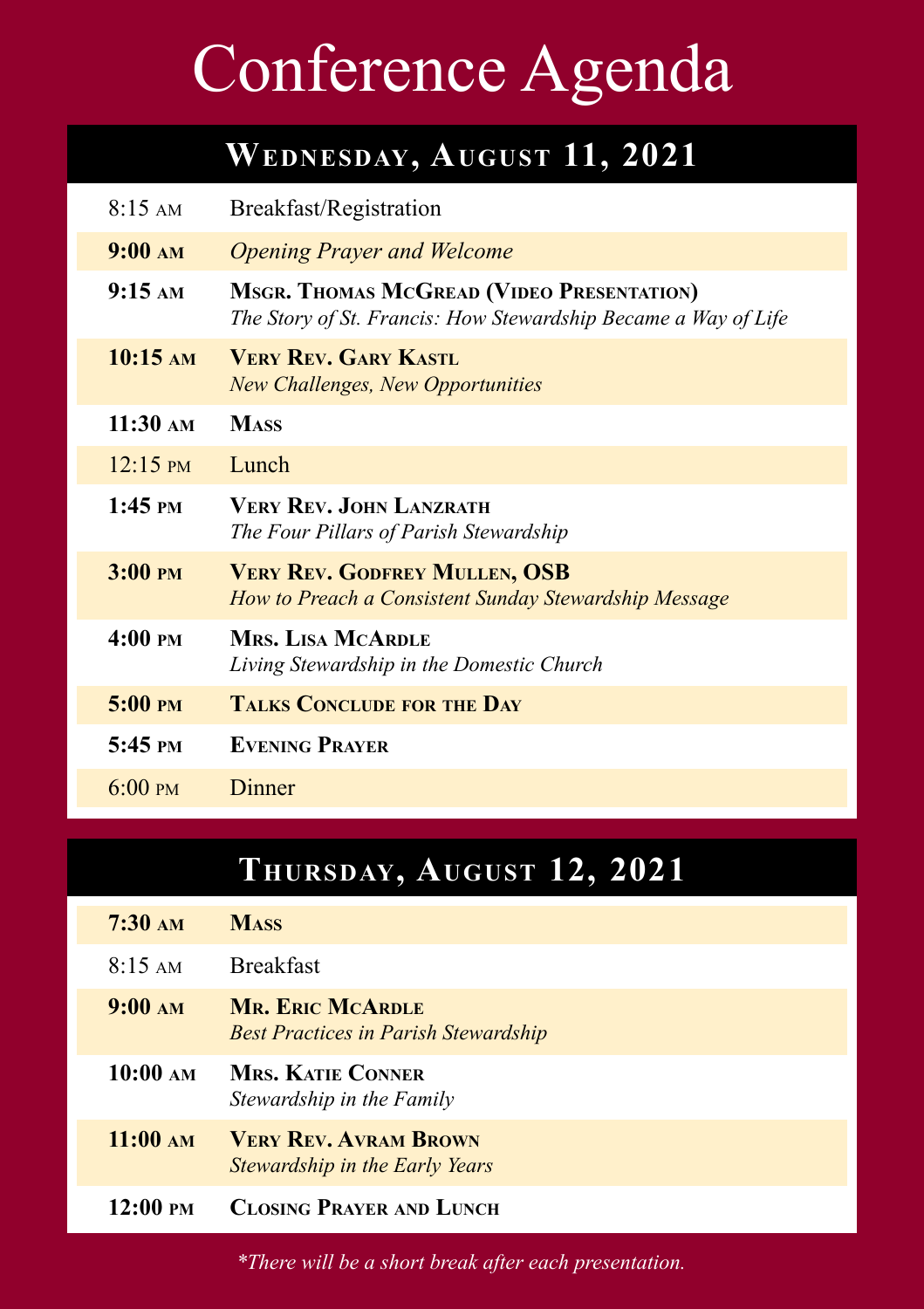# Conference Agenda

## Wednesday, August 11, 2021

| Time | Event |
|---|---|
| 8:15 AM | Breakfast/Registration |
| **9:00 AM** | *Opening Prayer and Welcome* |
| **9:15 AM** | **Msgr. Thomas McGread (Video Presentation)**<br>*The Story of St. Francis: How Stewardship Became a Way of Life* |
| **10:15 AM** | **Very Rev. Gary Kastl**<br>*New Challenges, New Opportunities* |
| **11:30 AM** | **Mass** |
| 12:15 PM | Lunch |
| **1:45 PM** | **Very Rev. John Lanzrath**<br>*The Four Pillars of Parish Stewardship* |
| **3:00 PM** | **Very Rev. Godfrey Mullen, OSB**<br>*How to Preach a Consistent Sunday Stewardship Message* |
| **4:00 PM** | **Mrs. Lisa McArdle**<br>*Living Stewardship in the Domestic Church* |
| **5:00 PM** | **Talks Conclude for the Day** |
| **5:45 PM** | **Evening Prayer** |
| 6:00 PM | Dinner |

## Thursday, August 12, 2021

| Time | Event |
|---|---|
| **7:30 AM** | **Mass** |
| 8:15 AM | Breakfast |
| **9:00 AM** | **Mr. Eric McArdle**<br>*Best Practices in Parish Stewardship* |
| **10:00 AM** | **Mrs. Katie Conner**<br>*Stewardship in the Family* |
| **11:00 AM** | **Very Rev. Avram Brown**<br>*Stewardship in the Early Years* |
| **12:00 PM** | **Closing Prayer and Lunch** |

*There will be a short break after each presentation.*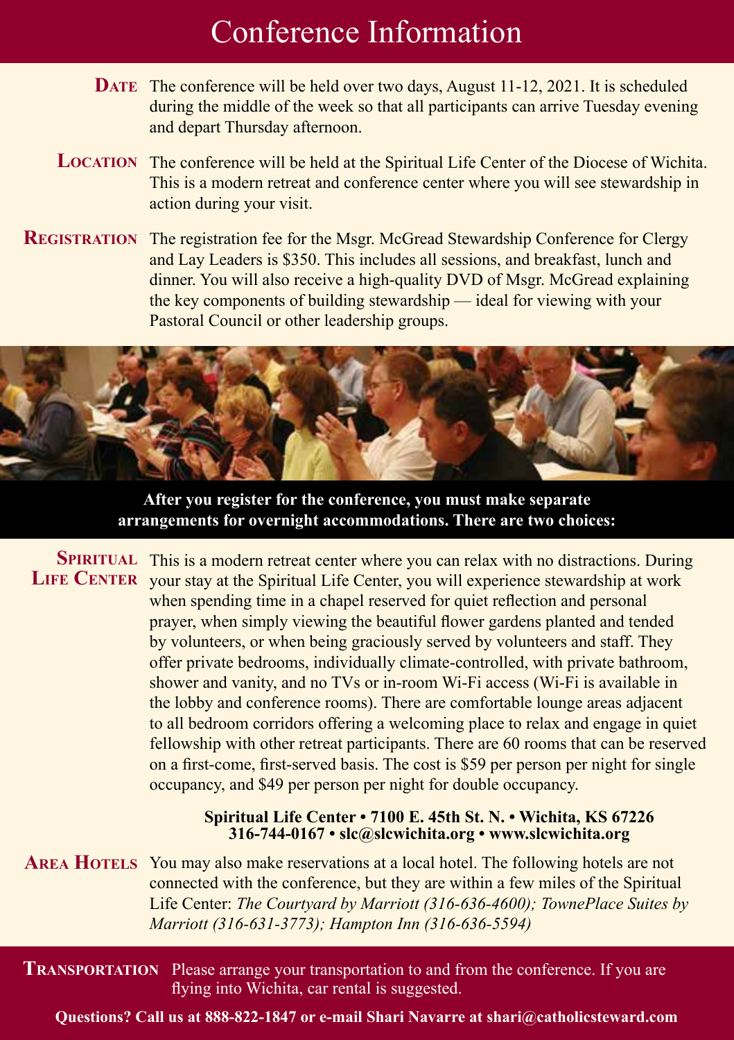# Conference Information

**DATE** The conference will be held over two days, August 11-12, 2021. It is scheduled during the middle of the week so that all participants can arrive Tuesday evening and depart Thursday afternoon.

**LOCATION** The conference will be held at the Spiritual Life Center of the Diocese of Wichita. This is a modern retreat and conference center where you will see stewardship in action during your visit.

**REGISTRATION** The registration fee for the Msgr. McGread Stewardship Conference for Clergy and Lay Leaders is $350. This includes all sessions, and breakfast, lunch and dinner. You will also receive a high-quality DVD of Msgr. McGread explaining the key components of building stewardship — ideal for viewing with your Pastoral Council or other leadership groups.

**After you register for the conference, you must make separate arrangements for overnight accommodations. There are two choices:**

**SPIRITUAL LIFE CENTER** This is a modern retreat center where you can relax with no distractions. During your stay at the Spiritual Life Center, you will experience stewardship at work when spending time in a chapel reserved for quiet reflection and personal prayer, when simply viewing the beautiful flower gardens planted and tended by volunteers, or when being graciously served by volunteers and staff. They offer private bedrooms, individually climate-controlled, with private bathroom, shower and vanity, and no TVs or in-room Wi-Fi access (Wi-Fi is available in the lobby and conference rooms). There are comfortable lounge areas adjacent to all bedroom corridors offering a welcoming place to relax and engage in quiet fellowship with other retreat participants. There are 60 rooms that can be reserved on a first-come, first-served basis. The cost is $59 per person per night for single occupancy, and $49 per person per night for double occupancy.

**Spiritual Life Center • 7100 E. 45th St. N. • Wichita, KS 67226**
**316-744-0167 • slc@slcwichita.org • www.slcwichita.org**

**AREA HOTELS** You may also make reservations at a local hotel. The following hotels are not connected with the conference, but they are within a few miles of the Spiritual Life Center: *The Courtyard by Marriott (316-636-4600); TownePlace Suites by Marriott (316-631-3773); Hampton Inn (316-636-5594)*

**TRANSPORTATION** Please arrange your transportation to and from the conference. If you are flying into Wichita, car rental is suggested.

**Questions? Call us at 888-822-1847 or e-mail Shari Navarre at shari@catholicsteward.com**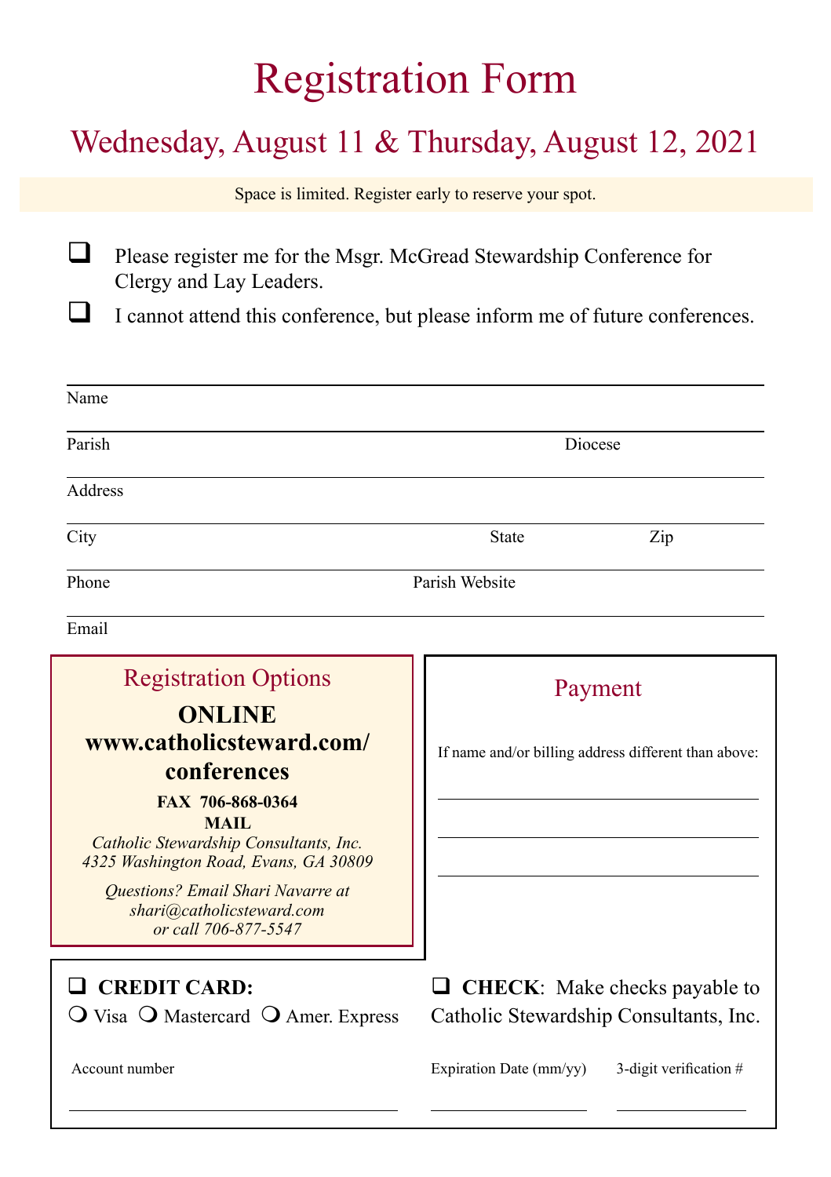# Registration Form

## Wednesday, August 11 & Thursday, August 12, 2021

Space is limited. Register early to reserve your spot.

- ☐ Please register me for the Msgr. McGread Stewardship Conference for Clergy and Lay Leaders.
- ☐ I cannot attend this conference, but please inform me of future conferences.

Name

Parish Diocese

Address

City State Zip

Phone Parish Website

Email

### Registration Options

**ONLINE**
**www.catholicsteward.com/conferences**

**FAX 706-868-0364**

**MAIL**
*Catholic Stewardship Consultants, Inc.*
*4325 Washington Road, Evans, GA 30809*

*Questions? Email Shari Navarre at shari@catholicsteward.com or call 706-877-5547*

### Payment

If name and/or billing address different than above:

☐ **CREDIT CARD:**
○ Visa ○ Mastercard ○ Amer. Express

Account number

☐ **CHECK**: Make checks payable to Catholic Stewardship Consultants, Inc.

Expiration Date (mm/yy) 3-digit verification #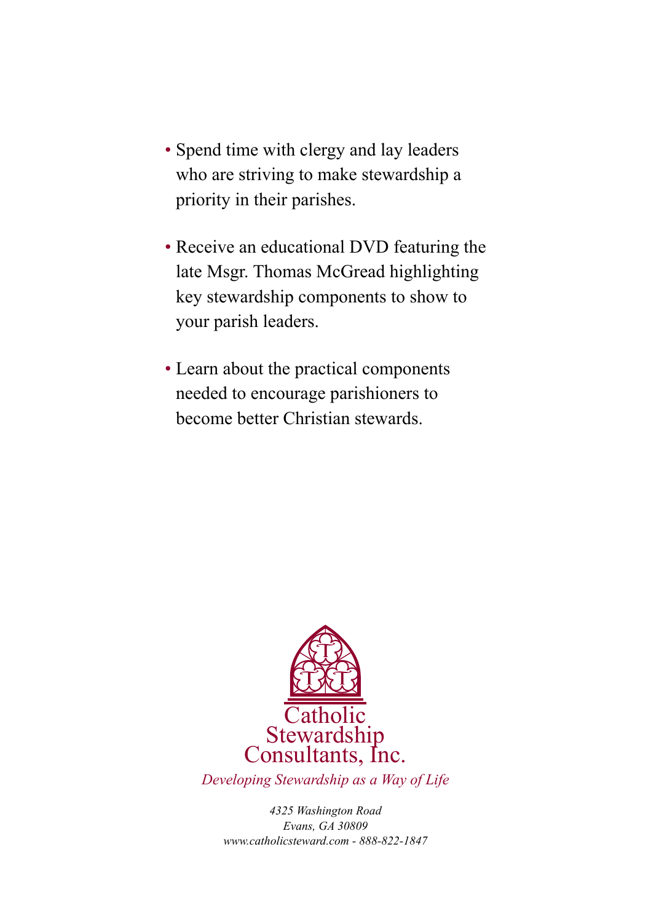- Spend time with clergy and lay leaders who are striving to make stewardship a priority in their parishes.

- Receive an educational DVD featuring the late Msgr. Thomas McGread highlighting key stewardship components to show to your parish leaders.

- Learn about the practical components needed to encourage parishioners to become better Christian stewards.

Catholic
Stewardship
Consultants, Inc.

*Developing Stewardship as a Way of Life*

*4325 Washington Road*
*Evans, GA 30809*
*www.catholicsteward.com - 888-822-1847*